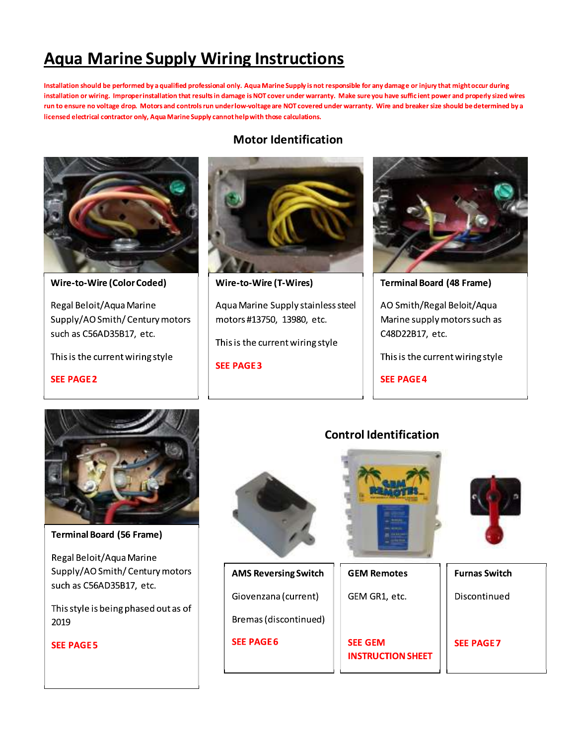# Aqua Marine Supply Wiring Instructions

**Installation should be performed by a qualified professional only. Aqua Marine Supply is not responsible for any damage or injury that might occur during installation or wiring. Improper installation that results in damage is NOT cover under warranty. Make sure you have sufficient power and properly sized wires run to ensure no voltage drop. Motors and controls run under low-voltage are NOT covered under warranty. Wire and breaker size should be determined by a licensed electrical contractor only, Aqua Marine Supply cannot help with those calculations.**

## Motor Identification

### Wire-to-Wire (Color Coded)

Regal Beloit/Aqua Marine Supply/AO Smith/ Century motors such as C56AD35B17, etc.

This is the current wiring style

**SEE PAGE 2**

### Wire-to-Wire (T-Wires)

Aqua Marine Supply stainless steel motors #13750, 13980, etc.

This is the current wiring style

**SEE PAGE 3**

### Terminal Board (48 Frame)

AO Smith/Regal Beloit/Aqua Marine supply motors such as C48D22B17, etc.

This is the current wiring style

**SEE PAGE 4**

### Terminal Board (56 Frame)

Regal Beloit/Aqua Marine Supply/AO Smith/ Century motors such as C56AD35B17, etc.

This style is being phased out as of 2019

**SEE PAGE 5**

## Control Identification

### AMS Reversing Switch

Giovenzana (current)

Bremas (discontinued)

**SEE PAGE 6**

### GEM Remotes

GEM GR1, etc.

**SEE GEM INSTRUCTION SHEET**

### Furnas Switch

Discontinued

**SEE PAGE 7**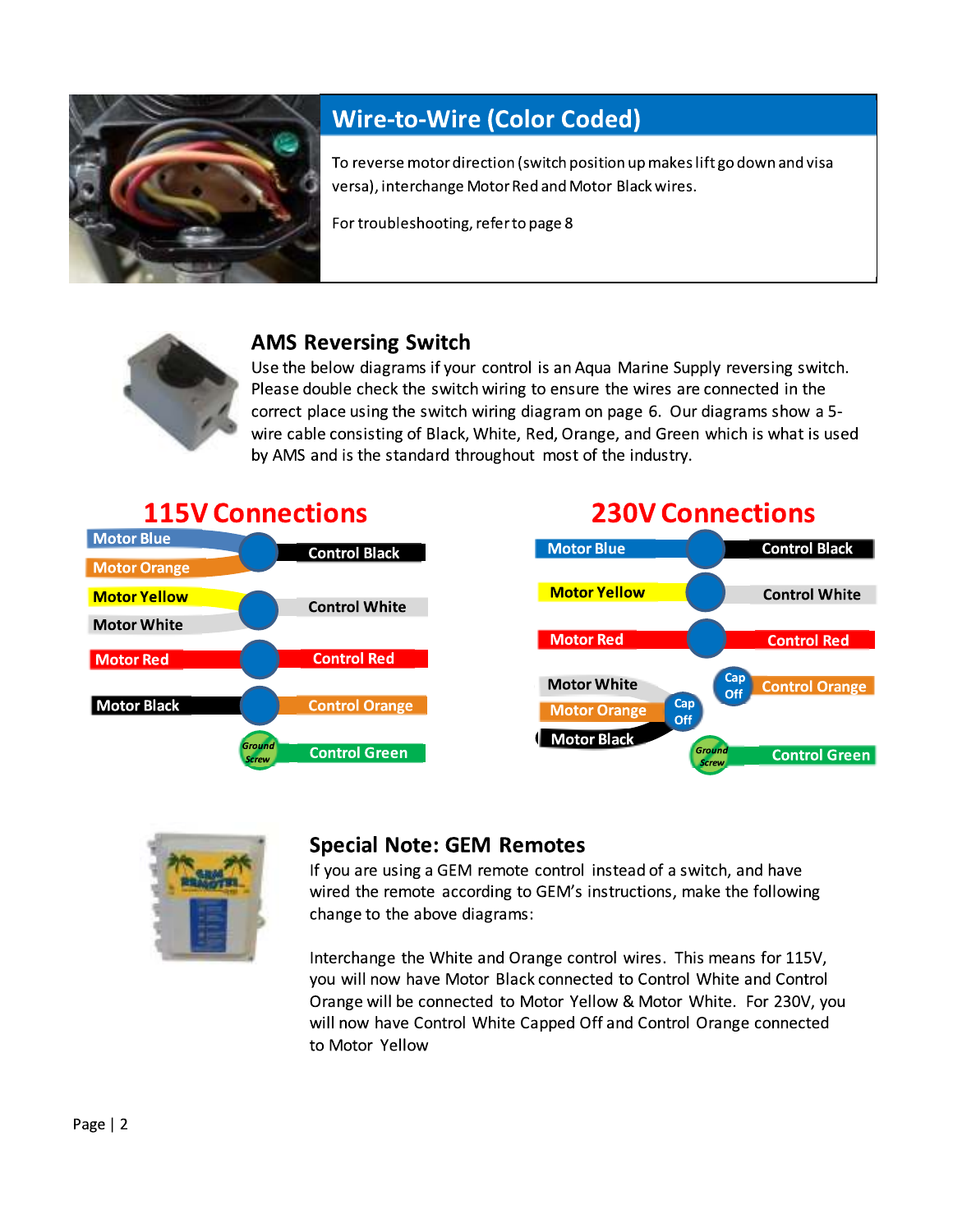## Wire-to-Wire (Color Coded)

To reverse motor direction (switch position up makes lift go down and visa versa), interchange Motor Red and Motor Black wires.

For troubleshooting, refer to page 8

## AMS Reversing Switch

Use the below diagrams if your control is an Aqua Marine Supply reversing switch. Please double check the switch wiring to ensure the wires are connected in the correct place using the switch wiring diagram on page 6. Our diagrams show a 5-wire cable consisting of Black, White, Red, Orange, and Green which is what is used by AMS and is the standard throughout most of the industry.

### 115V Connections

| Motor Wire(s) | Connection | Control Wire |
|---|---|---|
| Motor Blue, Motor Orange | | Control Black |
| Motor Yellow, Motor White | | Control White |
| Motor Red | | Control Red |
| Motor Black | | Control Orange |
| | Ground Screw | Control Green |

### 230V Connections

| Motor Wire(s) | Connection | Control Wire |
|---|---|---|
| Motor Blue | | Control Black |
| Motor Yellow | | Control White |
| Motor Red | | Control Red |
| | Cap Off | Control Orange |
| Motor White, Motor Orange, Motor Black | Cap Off | |
| | Ground Screw | Control Green |

## Special Note: GEM Remotes

If you are using a GEM remote control instead of a switch, and have wired the remote according to GEM's instructions, make the following change to the above diagrams:

Interchange the White and Orange control wires. This means for 115V, you will now have Motor Black connected to Control White and Control Orange will be connected to Motor Yellow & Motor White. For 230V, you will now have Control White Capped Off and Control Orange connected to Motor Yellow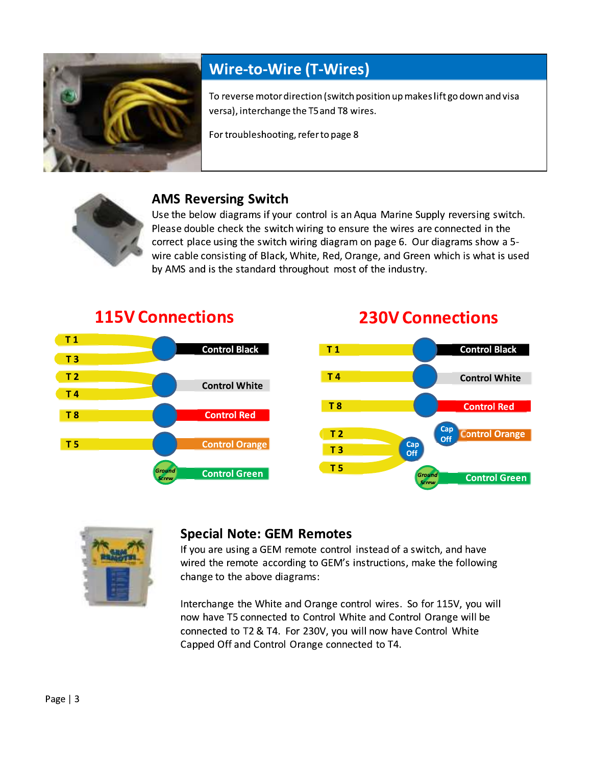## Wire-to-Wire (T-Wires)

To reverse motor direction (switch position up makes lift go down and visa versa), interchange the T5 and T8 wires.

For troubleshooting, refer to page 8

## AMS Reversing Switch

Use the below diagrams if your control is an Aqua Marine Supply reversing switch. Please double check the switch wiring to ensure the wires are connected in the correct place using the switch wiring diagram on page 6. Our diagrams show a 5-wire cable consisting of Black, White, Red, Orange, and Green which is what is used by AMS and is the standard throughout most of the industry.

### 115V Connections

| T-Wires | Connection | Control |
|---|---|---|
| T1, T3 | Connected | Control Black |
| T2, T4 | Connected | Control White |
| T8 | Connected | Control Red |
| T5 | Connected | Control Orange |
| | Ground Screw | Control Green |

### 230V Connections

| T-Wires | Connection | Control |
|---|---|---|
| T1 | Connected | Control Black |
| T4 | Connected | Control White |
| T8 | Connected | Control Red |
| | Cap Off | Control Orange |
| T2, T3, T5 | Cap Off | |
| | Ground Screw | Control Green |

## Special Note: GEM Remotes

If you are using a GEM remote control instead of a switch, and have wired the remote according to GEM's instructions, make the following change to the above diagrams:

Interchange the White and Orange control wires. So for 115V, you will now have T5 connected to Control White and Control Orange will be connected to T2 & T4. For 230V, you will now have Control White Capped Off and Control Orange connected to T4.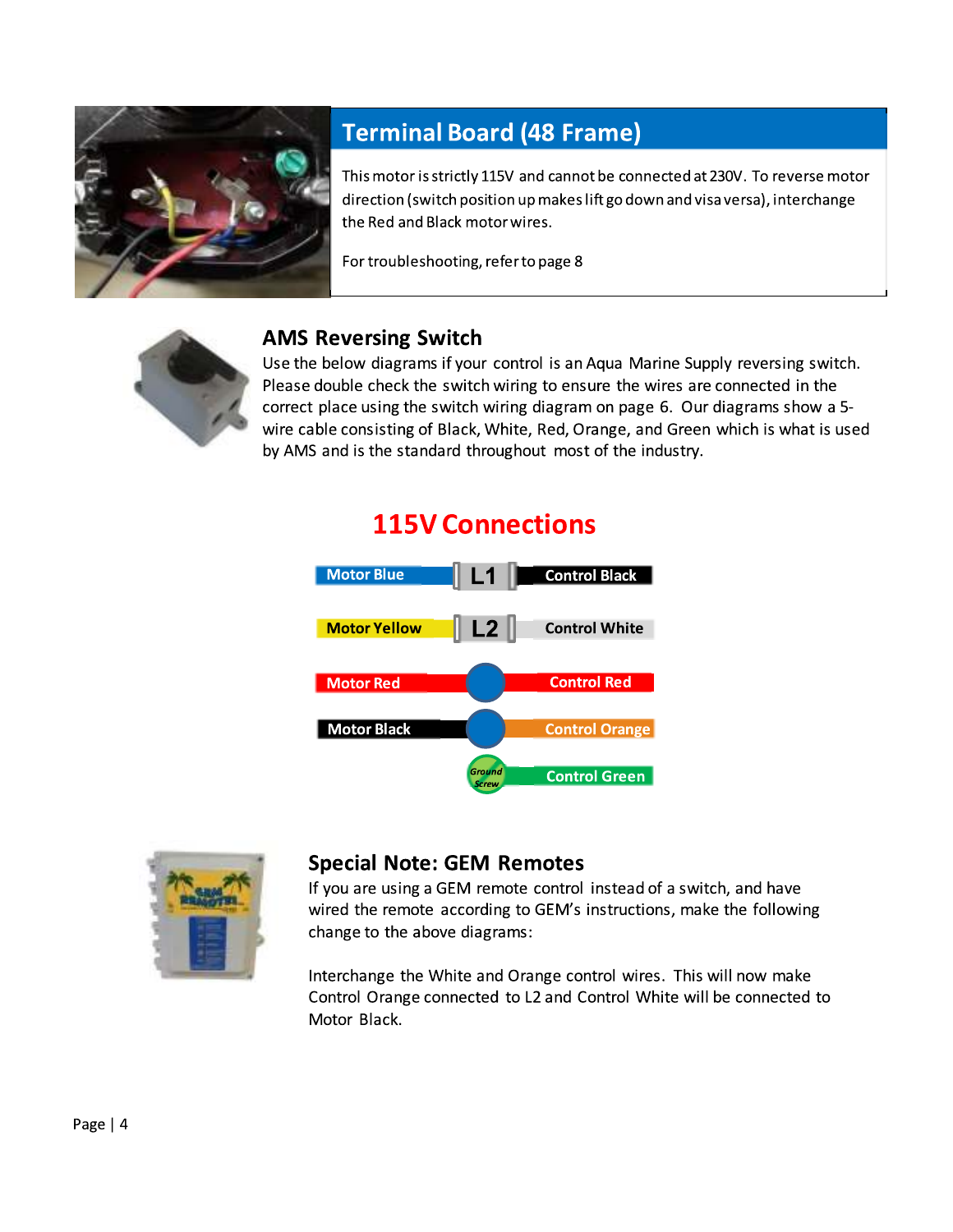## Terminal Board (48 Frame)

This motor is strictly 115V and cannot be connected at 230V. To reverse motor direction (switch position up makes lift go down and visa versa), interchange the Red and Black motor wires.

For troubleshooting, refer to page 8

## AMS Reversing Switch

Use the below diagrams if your control is an Aqua Marine Supply reversing switch. Please double check the switch wiring to ensure the wires are connected in the correct place using the switch wiring diagram on page 6. Our diagrams show a 5-wire cable consisting of Black, White, Red, Orange, and Green which is what is used by AMS and is the standard throughout most of the industry.

## 115V Connections

| Motor | Connection | Control |
|---|---|---|
| Motor Blue | L1 | Control Black |
| Motor Yellow | L2 | Control White |
| Motor Red | | Control Red |
| Motor Black | | Control Orange |
| | Ground Screw | Control Green |

## Special Note: GEM Remotes

If you are using a GEM remote control instead of a switch, and have wired the remote according to GEM's instructions, make the following change to the above diagrams:

Interchange the White and Orange control wires. This will now make Control Orange connected to L2 and Control White will be connected to Motor Black.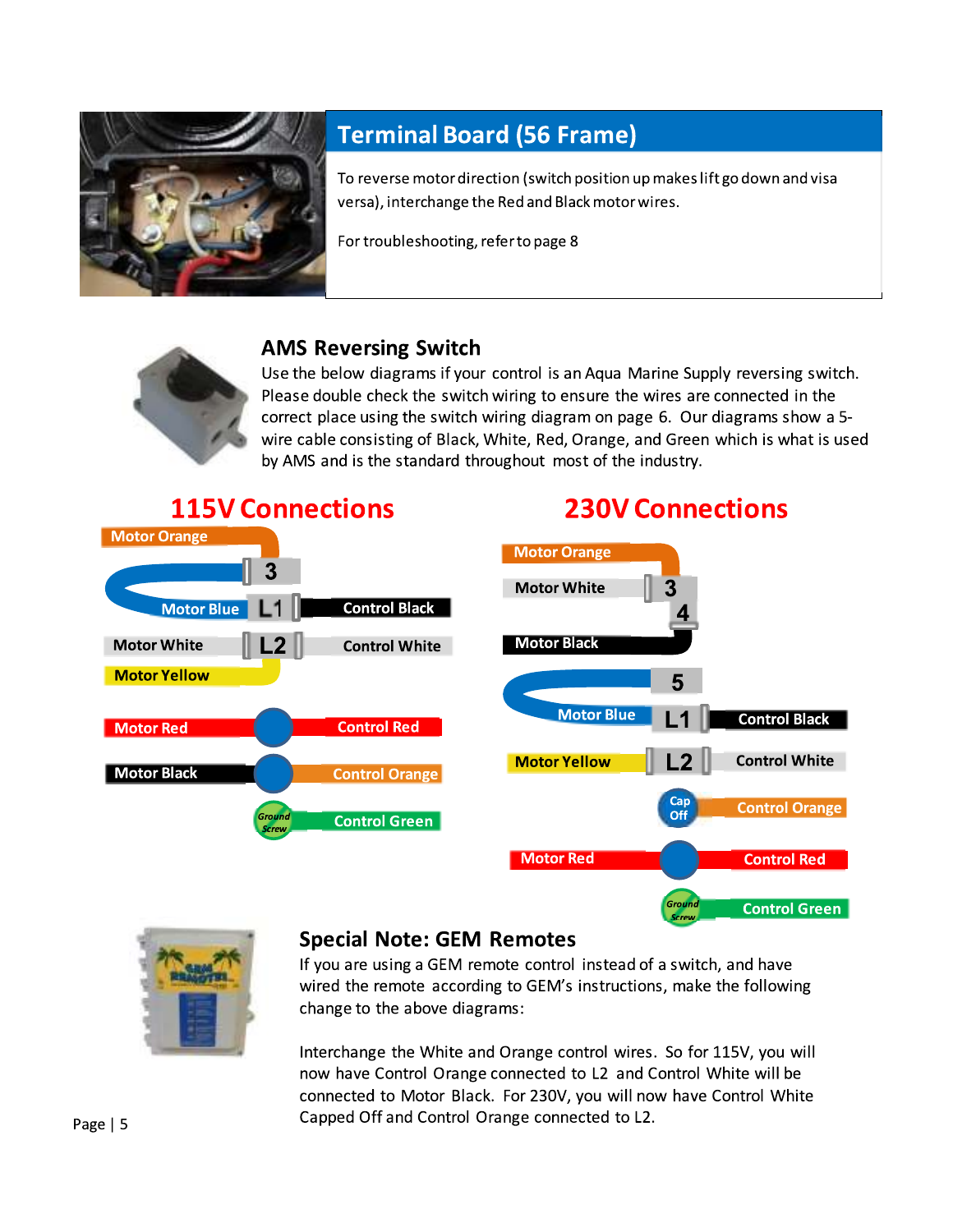## Terminal Board (56 Frame)

To reverse motor direction (switch position up makes lift go down and visa versa), interchange the Red and Black motor wires.

For troubleshooting, refer to page 8

## AMS Reversing Switch

Use the below diagrams if your control is an Aqua Marine Supply reversing switch. Please double check the switch wiring to ensure the wires are connected in the correct place using the switch wiring diagram on page 6. Our diagrams show a 5-wire cable consisting of Black, White, Red, Orange, and Green which is what is used by AMS and is the standard throughout most of the industry.

### 115V Connections

- Motor Orange – 3
- Motor Blue – L1 – Control Black
- Motor White – L2 – Control White
- Motor Yellow – L2
- Motor Red – Control Red
- Motor Black – Control Orange
- Ground Screw – Control Green

### 230V Connections

- Motor Orange – 3
- Motor White – 3
- Motor Black – 4
- Motor Blue – 5 / L1 – Control Black
- Motor Yellow – L2 – Control White
- Cap Off – Control Orange
- Motor Red – Control Red
- Ground Screw – Control Green

## Special Note: GEM Remotes

If you are using a GEM remote control instead of a switch, and have wired the remote according to GEM's instructions, make the following change to the above diagrams:

Interchange the White and Orange control wires. So for 115V, you will now have Control Orange connected to L2 and Control White will be connected to Motor Black. For 230V, you will now have Control White Capped Off and Control Orange connected to L2.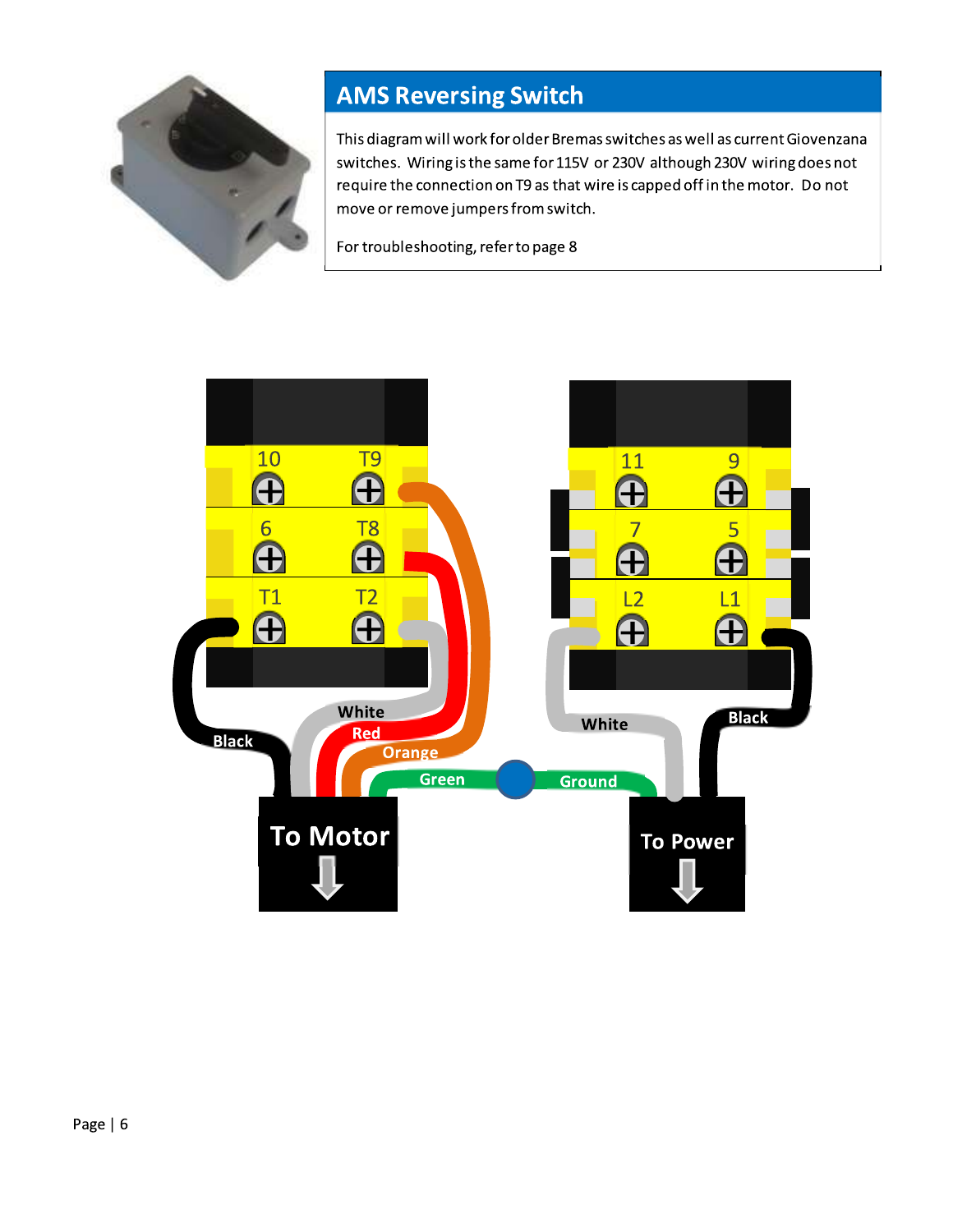## AMS Reversing Switch

This diagram will work for older Bremas switches as well as current Giovenzana switches. Wiring is the same for 115V or 230V although 230V wiring does not require the connection on T9 as that wire is capped off in the motor. Do not move or remove jumpers from switch.

For troubleshooting, refer to page 8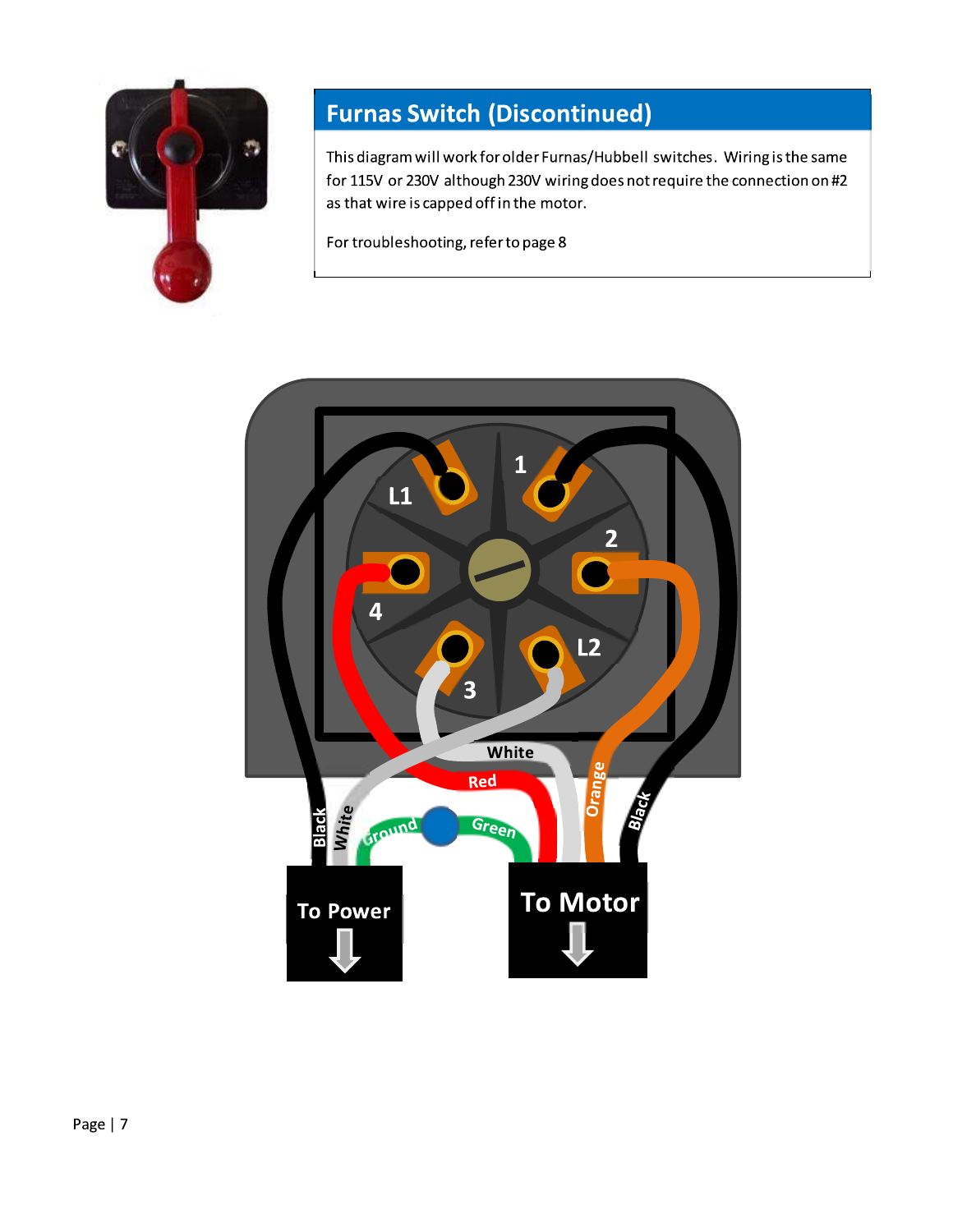## Furnas Switch (Discontinued)

This diagram will work for older Furnas/Hubbell switches. Wiring is the same for 115V or 230V although 230V wiring does not require the connection on #2 as that wire is capped off in the motor.

For troubleshooting, refer to page 8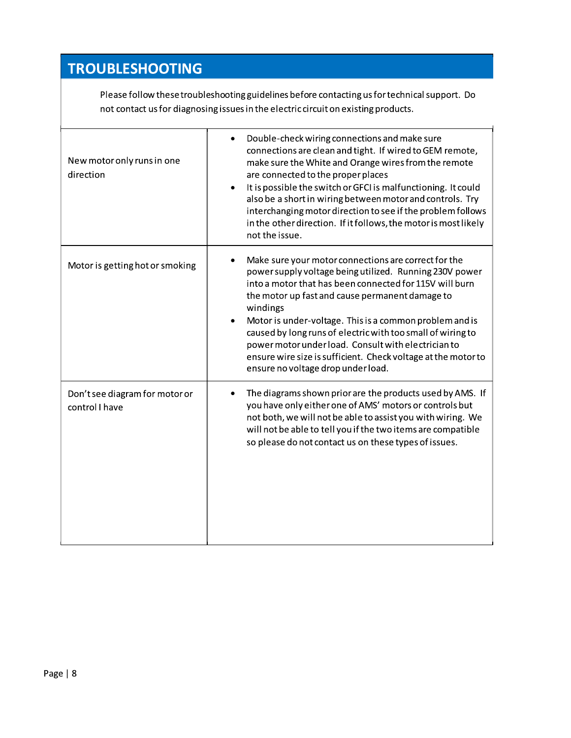## TROUBLESHOOTING

Please follow these troubleshooting guidelines before contacting us for technical support. Do not contact us for diagnosing issues in the electric circuit on existing products.

| | |
|---|---|
| New motor only runs in one direction | • Double-check wiring connections and make sure connections are clean and tight. If wired to GEM remote, make sure the White and Orange wires from the remote are connected to the proper places<br>• It is possible the switch or GFCI is malfunctioning. It could also be a short in wiring between motor and controls. Try interchanging motor direction to see if the problem follows in the other direction. If it follows, the motor is most likely not the issue. |
| Motor is getting hot or smoking | • Make sure your motor connections are correct for the power supply voltage being utilized. Running 230V power into a motor that has been connected for 115V will burn the motor up fast and cause permanent damage to windings<br>• Motor is under-voltage. This is a common problem and is caused by long runs of electric with too small of wiring to power motor under load. Consult with electrician to ensure wire size is sufficient. Check voltage at the motor to ensure no voltage drop under load. |
| Don't see diagram for motor or control I have | • The diagrams shown prior are the products used by AMS. If you have only either one of AMS' motors or controls but not both, we will not be able to assist you with wiring. We will not be able to tell you if the two items are compatible so please do not contact us on these types of issues. |